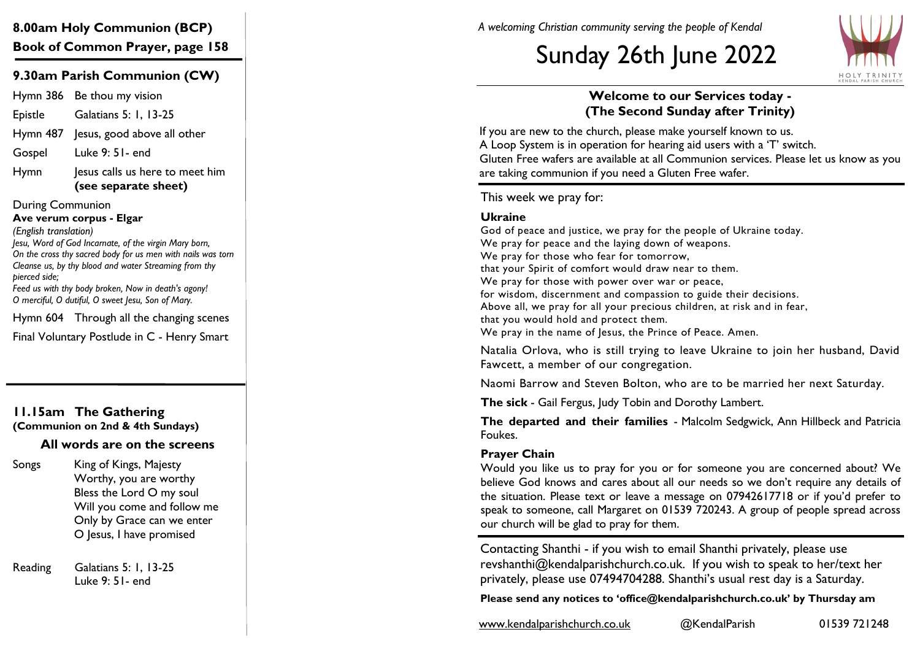## 8.00am Holy Communion (BCP)
**Book of Common Prayer, page 158**

## 9.30am Parish Communion (CW)

| | |
|---|---|
| Hymn 386 | Be thou my vision |
| Epistle | Galatians 5: 1, 13-25 |
| Hymn 487 | Jesus, good above all other |
| Gospel | Luke 9: 51- end |
| Hymn | Jesus calls us here to meet him **(see separate sheet)** |

During Communion
**Ave verum corpus - Elgar**
*(English translation)*
*Jesu, Word of God Incarnate, of the virgin Mary born,*
*On the cross thy sacred body for us men with nails was torn*
*Cleanse us, by thy blood and water Streaming from thy pierced side;*
*Feed us with thy body broken, Now in death's agony!*
*O merciful, O dutiful, O sweet Jesu, Son of Mary.*

Hymn 604 Through all the changing scenes

Final Voluntary Postlude in C - Henry Smart

## 11.15am The Gathering
**(Communion on 2nd & 4th Sundays)**

### All words are on the screens

Songs
- King of Kings, Majesty
- Worthy, you are worthy
- Bless the Lord O my soul
- Will you come and follow me
- Only by Grace can we enter
- O Jesus, I have promised

Reading
- Galatians 5: 1, 13-25
- Luke 9: 51- end

*A welcoming Christian community serving the people of Kendal*

# Sunday 26th June 2022

HOLY TRINITY KENDAL PARISH CHURCH

### Welcome to our Services today - (The Second Sunday after Trinity)

If you are new to the church, please make yourself known to us.
A Loop System is in operation for hearing aid users with a 'T' switch.
Gluten Free wafers are available at all Communion services. Please let us know as you are taking communion if you need a Gluten Free wafer.

This week we pray for:

**Ukraine**
God of peace and justice, we pray for the people of Ukraine today.
We pray for peace and the laying down of weapons.
We pray for those who fear for tomorrow,
that your Spirit of comfort would draw near to them.
We pray for those with power over war or peace,
for wisdom, discernment and compassion to guide their decisions.
Above all, we pray for all your precious children, at risk and in fear,
that you would hold and protect them.
We pray in the name of Jesus, the Prince of Peace. Amen.

Natalia Orlova, who is still trying to leave Ukraine to join her husband, David Fawcett, a member of our congregation.

Naomi Barrow and Steven Bolton, who are to be married her next Saturday.

**The sick** - Gail Fergus, Judy Tobin and Dorothy Lambert.

**The departed and their families** - Malcolm Sedgwick, Ann Hillbeck and Patricia Foukes.

**Prayer Chain**
Would you like us to pray for you or for someone you are concerned about? We believe God knows and cares about all our needs so we don't require any details of the situation. Please text or leave a message on 07942617718 or if you'd prefer to speak to someone, call Margaret on 01539 720243. A group of people spread across our church will be glad to pray for them.

Contacting Shanthi - if you wish to email Shanthi privately, please use revshanthi@kendalparishchurch.co.uk. If you wish to speak to her/text her privately, please use 07494704288. Shanthi's usual rest day is a Saturday.

**Please send any notices to 'office@kendalparishchurch.co.uk' by Thursday am**

www.kendalparishchurch.co.uk @KendalParish 01539 721248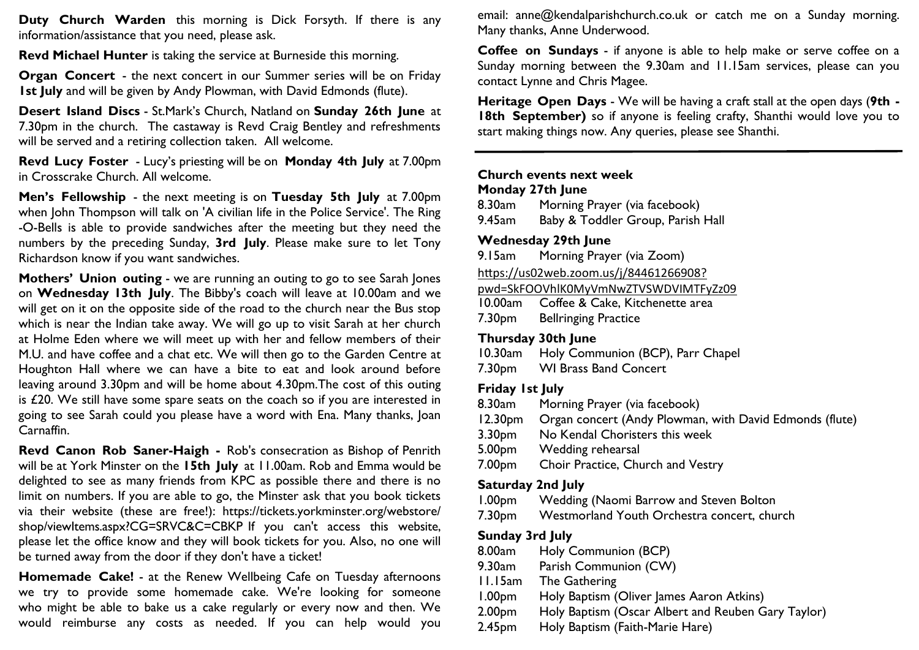**Duty Church Warden** this morning is Dick Forsyth. If there is any information/assistance that you need, please ask.

**Revd Michael Hunter** is taking the service at Burneside this morning.

**Organ Concert** - the next concert in our Summer series will be on Friday **1st July** and will be given by Andy Plowman, with David Edmonds (flute).

**Desert Island Discs** - St.Mark's Church, Natland on **Sunday 26th June** at 7.30pm in the church. The castaway is Revd Craig Bentley and refreshments will be served and a retiring collection taken. All welcome.

**Revd Lucy Foster** - Lucy's priesting will be on **Monday 4th July** at 7.00pm in Crosscrake Church. All welcome.

**Men's Fellowship** - the next meeting is on **Tuesday 5th July** at 7.00pm when John Thompson will talk on 'A civilian life in the Police Service'. The Ring-O-Bells is able to provide sandwiches after the meeting but they need the numbers by the preceding Sunday, **3rd July**. Please make sure to let Tony Richardson know if you want sandwiches.

**Mothers' Union outing** - we are running an outing to go to see Sarah Jones on **Wednesday 13th July**. The Bibby's coach will leave at 10.00am and we will get on it on the opposite side of the road to the church near the Bus stop which is near the Indian take away. We will go up to visit Sarah at her church at Holme Eden where we will meet up with her and fellow members of their M.U. and have coffee and a chat etc. We will then go to the Garden Centre at Houghton Hall where we can have a bite to eat and look around before leaving around 3.30pm and will be home about 4.30pm.The cost of this outing is £20. We still have some spare seats on the coach so if you are interested in going to see Sarah could you please have a word with Ena. Many thanks, Joan Carnaffin.

**Revd Canon Rob Saner-Haigh -** Rob's consecration as Bishop of Penrith will be at York Minster on the **15th July** at 11.00am. Rob and Emma would be delighted to see as many friends from KPC as possible there and there is no limit on numbers. If you are able to go, the Minster ask that you book tickets via their website (these are free!): https://tickets.yorkminster.org/webstore/shop/viewItems.aspx?CG=SRVC&C=CBKP If you can't access this website, please let the office know and they will book tickets for you. Also, no one will be turned away from the door if they don't have a ticket!

**Homemade Cake!** - at the Renew Wellbeing Cafe on Tuesday afternoons we try to provide some homemade cake. We're looking for someone who might be able to bake us a cake regularly or every now and then. We would reimburse any costs as needed. If you can help would you email: anne@kendalparishchurch.co.uk or catch me on a Sunday morning. Many thanks, Anne Underwood.

**Coffee on Sundays** - if anyone is able to help make or serve coffee on a Sunday morning between the 9.30am and 11.15am services, please can you contact Lynne and Chris Magee.

**Heritage Open Days** - We will be having a craft stall at the open days (**9th - 18th September)** so if anyone is feeling crafty, Shanthi would love you to start making things now. Any queries, please see Shanthi.

---

**Church events next week**

**Monday 27th June**

8.30am Morning Prayer (via facebook)
9.45am Baby & Toddler Group, Parish Hall

**Wednesday 29th June**

9.15am Morning Prayer (via Zoom)
https://us02web.zoom.us/j/84461266908?pwd=SkFOOVhlK0MyVmNwZTVSWDVIMTFyZz09
10.00am Coffee & Cake, Kitchenette area
7.30pm Bellringing Practice

**Thursday 30th June**

10.30am Holy Communion (BCP), Parr Chapel
7.30pm WI Brass Band Concert

**Friday 1st July**

8.30am Morning Prayer (via facebook)
12.30pm Organ concert (Andy Plowman, with David Edmonds (flute)
3.30pm No Kendal Choristers this week
5.00pm Wedding rehearsal
7.00pm Choir Practice, Church and Vestry

**Saturday 2nd July**

1.00pm Wedding (Naomi Barrow and Steven Bolton
7.30pm Westmorland Youth Orchestra concert, church

**Sunday 3rd July**

8.00am Holy Communion (BCP)
9.30am Parish Communion (CW)
11.15am The Gathering
1.00pm Holy Baptism (Oliver James Aaron Atkins)
2.00pm Holy Baptism (Oscar Albert and Reuben Gary Taylor)
2.45pm Holy Baptism (Faith-Marie Hare)